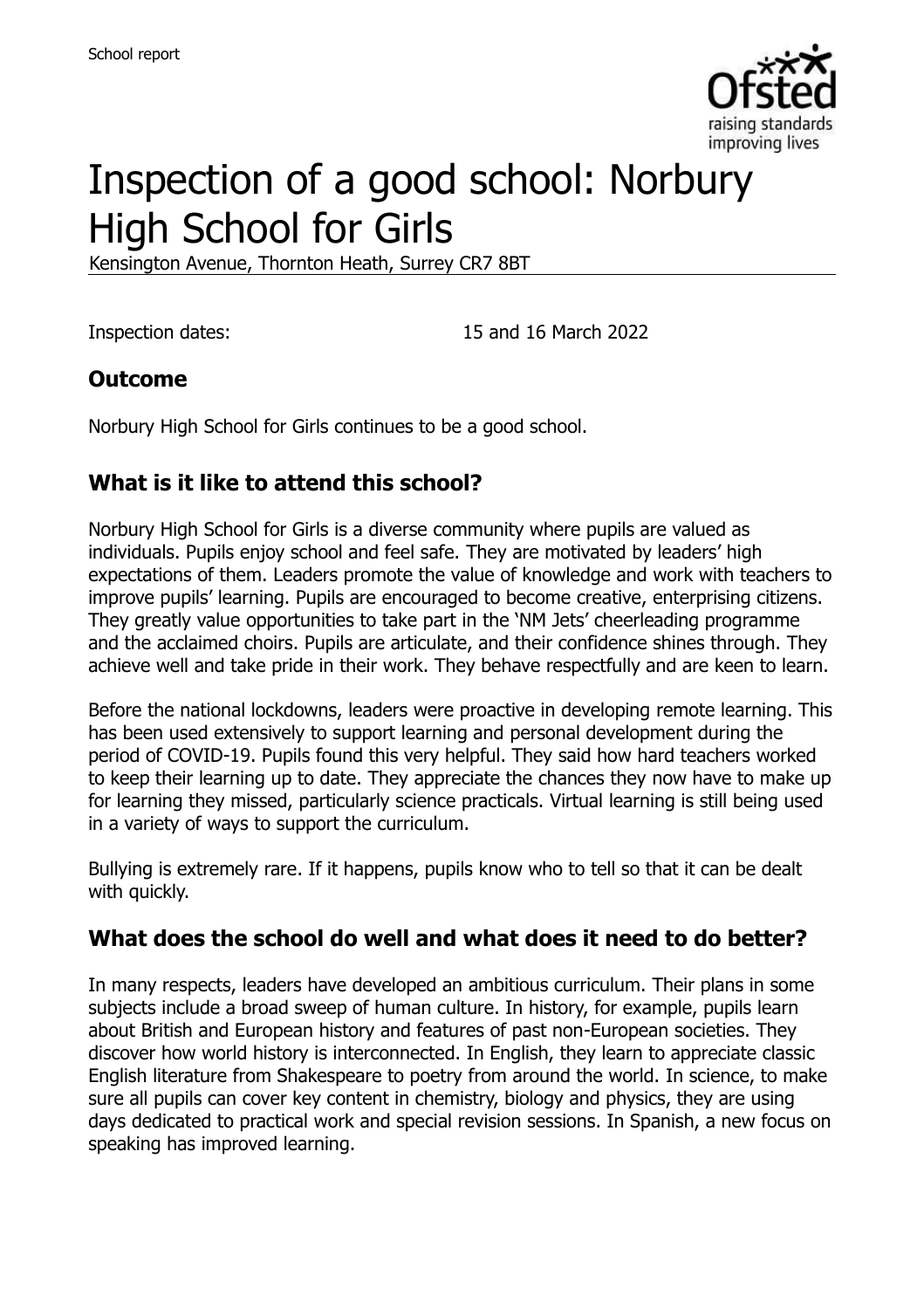# Inspection of a good school: Norbury High School for Girls

Kensington Avenue, Thornton Heath, Surrey CR7 8BT

Inspection dates: 15 and 16 March 2022

## Outcome

Norbury High School for Girls continues to be a good school.

## What is it like to attend this school?

Norbury High School for Girls is a diverse community where pupils are valued as individuals. Pupils enjoy school and feel safe. They are motivated by leaders' high expectations of them. Leaders promote the value of knowledge and work with teachers to improve pupils' learning. Pupils are encouraged to become creative, enterprising citizens. They greatly value opportunities to take part in the 'NM Jets' cheerleading programme and the acclaimed choirs. Pupils are articulate, and their confidence shines through. They achieve well and take pride in their work. They behave respectfully and are keen to learn.

Before the national lockdowns, leaders were proactive in developing remote learning. This has been used extensively to support learning and personal development during the period of COVID-19. Pupils found this very helpful. They said how hard teachers worked to keep their learning up to date. They appreciate the chances they now have to make up for learning they missed, particularly science practicals. Virtual learning is still being used in a variety of ways to support the curriculum.

Bullying is extremely rare. If it happens, pupils know who to tell so that it can be dealt with quickly.

## What does the school do well and what does it need to do better?

In many respects, leaders have developed an ambitious curriculum. Their plans in some subjects include a broad sweep of human culture. In history, for example, pupils learn about British and European history and features of past non-European societies. They discover how world history is interconnected. In English, they learn to appreciate classic English literature from Shakespeare to poetry from around the world. In science, to make sure all pupils can cover key content in chemistry, biology and physics, they are using days dedicated to practical work and special revision sessions. In Spanish, a new focus on speaking has improved learning.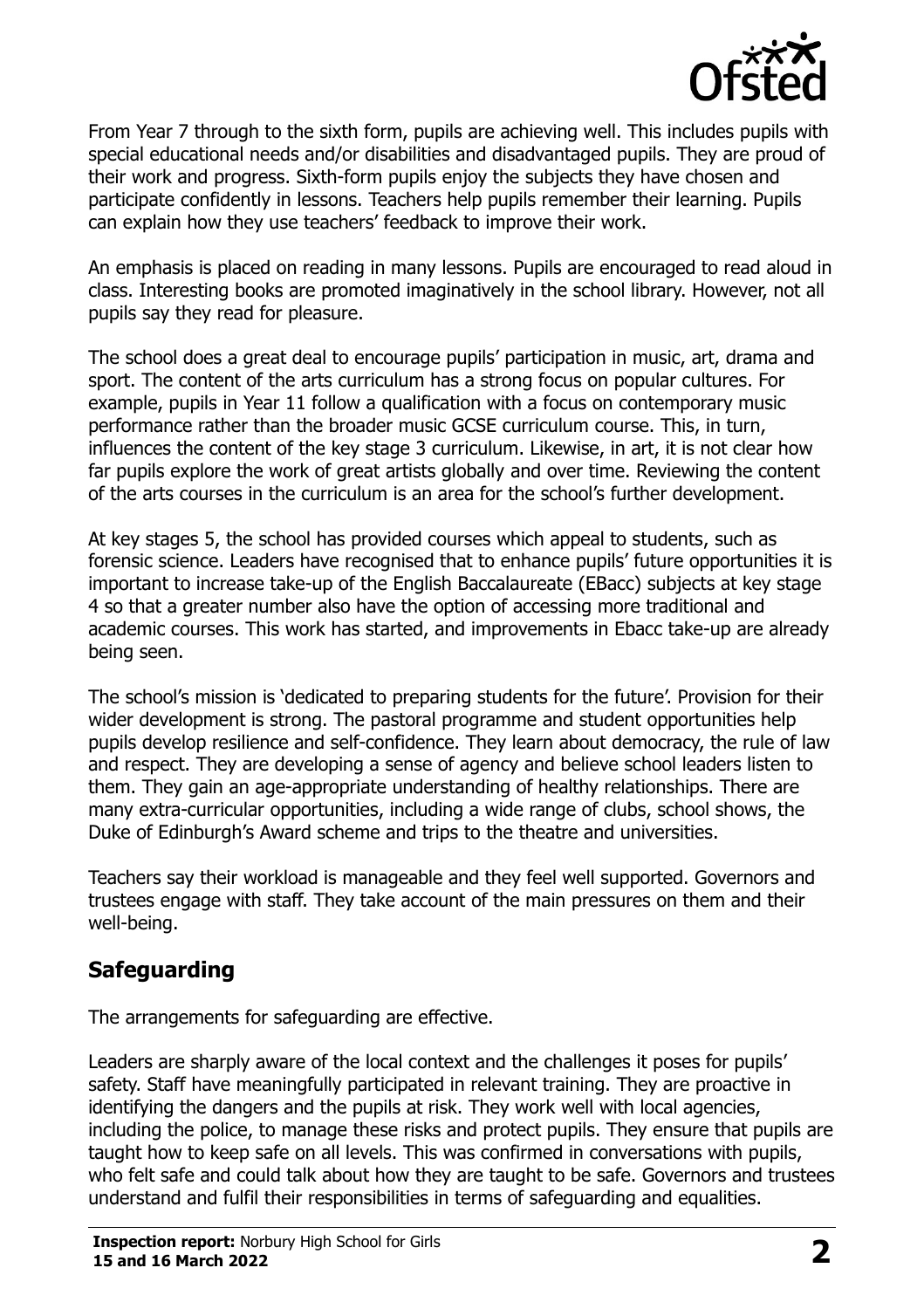From Year 7 through to the sixth form, pupils are achieving well. This includes pupils with special educational needs and/or disabilities and disadvantaged pupils. They are proud of their work and progress. Sixth-form pupils enjoy the subjects they have chosen and participate confidently in lessons. Teachers help pupils remember their learning. Pupils can explain how they use teachers' feedback to improve their work.

An emphasis is placed on reading in many lessons. Pupils are encouraged to read aloud in class. Interesting books are promoted imaginatively in the school library. However, not all pupils say they read for pleasure.

The school does a great deal to encourage pupils' participation in music, art, drama and sport. The content of the arts curriculum has a strong focus on popular cultures. For example, pupils in Year 11 follow a qualification with a focus on contemporary music performance rather than the broader music GCSE curriculum course. This, in turn, influences the content of the key stage 3 curriculum. Likewise, in art, it is not clear how far pupils explore the work of great artists globally and over time. Reviewing the content of the arts courses in the curriculum is an area for the school's further development.

At key stages 5, the school has provided courses which appeal to students, such as forensic science. Leaders have recognised that to enhance pupils' future opportunities it is important to increase take-up of the English Baccalaureate (EBacc) subjects at key stage 4 so that a greater number also have the option of accessing more traditional and academic courses. This work has started, and improvements in Ebacc take-up are already being seen.

The school's mission is 'dedicated to preparing students for the future'. Provision for their wider development is strong. The pastoral programme and student opportunities help pupils develop resilience and self-confidence. They learn about democracy, the rule of law and respect. They are developing a sense of agency and believe school leaders listen to them. They gain an age-appropriate understanding of healthy relationships. There are many extra-curricular opportunities, including a wide range of clubs, school shows, the Duke of Edinburgh's Award scheme and trips to the theatre and universities.

Teachers say their workload is manageable and they feel well supported. Governors and trustees engage with staff. They take account of the main pressures on them and their well-being.

## Safeguarding

The arrangements for safeguarding are effective.

Leaders are sharply aware of the local context and the challenges it poses for pupils' safety. Staff have meaningfully participated in relevant training. They are proactive in identifying the dangers and the pupils at risk. They work well with local agencies, including the police, to manage these risks and protect pupils. They ensure that pupils are taught how to keep safe on all levels. This was confirmed in conversations with pupils, who felt safe and could talk about how they are taught to be safe. Governors and trustees understand and fulfil their responsibilities in terms of safeguarding and equalities.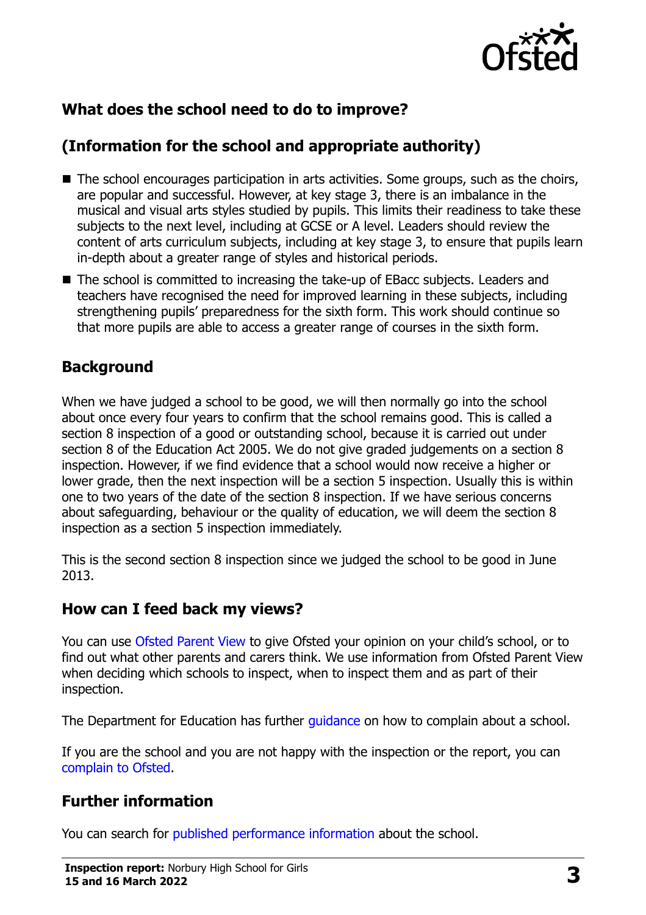## What does the school need to do to improve?

## (Information for the school and appropriate authority)

- The school encourages participation in arts activities. Some groups, such as the choirs, are popular and successful. However, at key stage 3, there is an imbalance in the musical and visual arts styles studied by pupils. This limits their readiness to take these subjects to the next level, including at GCSE or A level. Leaders should review the content of arts curriculum subjects, including at key stage 3, to ensure that pupils learn in-depth about a greater range of styles and historical periods.
- The school is committed to increasing the take-up of EBacc subjects. Leaders and teachers have recognised the need for improved learning in these subjects, including strengthening pupils' preparedness for the sixth form. This work should continue so that more pupils are able to access a greater range of courses in the sixth form.

## Background

When we have judged a school to be good, we will then normally go into the school about once every four years to confirm that the school remains good. This is called a section 8 inspection of a good or outstanding school, because it is carried out under section 8 of the Education Act 2005. We do not give graded judgements on a section 8 inspection. However, if we find evidence that a school would now receive a higher or lower grade, then the next inspection will be a section 5 inspection. Usually this is within one to two years of the date of the section 8 inspection. If we have serious concerns about safeguarding, behaviour or the quality of education, we will deem the section 8 inspection as a section 5 inspection immediately.

This is the second section 8 inspection since we judged the school to be good in June 2013.

## How can I feed back my views?

You can use Ofsted Parent View to give Ofsted your opinion on your child's school, or to find out what other parents and carers think. We use information from Ofsted Parent View when deciding which schools to inspect, when to inspect them and as part of their inspection.

The Department for Education has further guidance on how to complain about a school.

If you are the school and you are not happy with the inspection or the report, you can complain to Ofsted.

## Further information

You can search for published performance information about the school.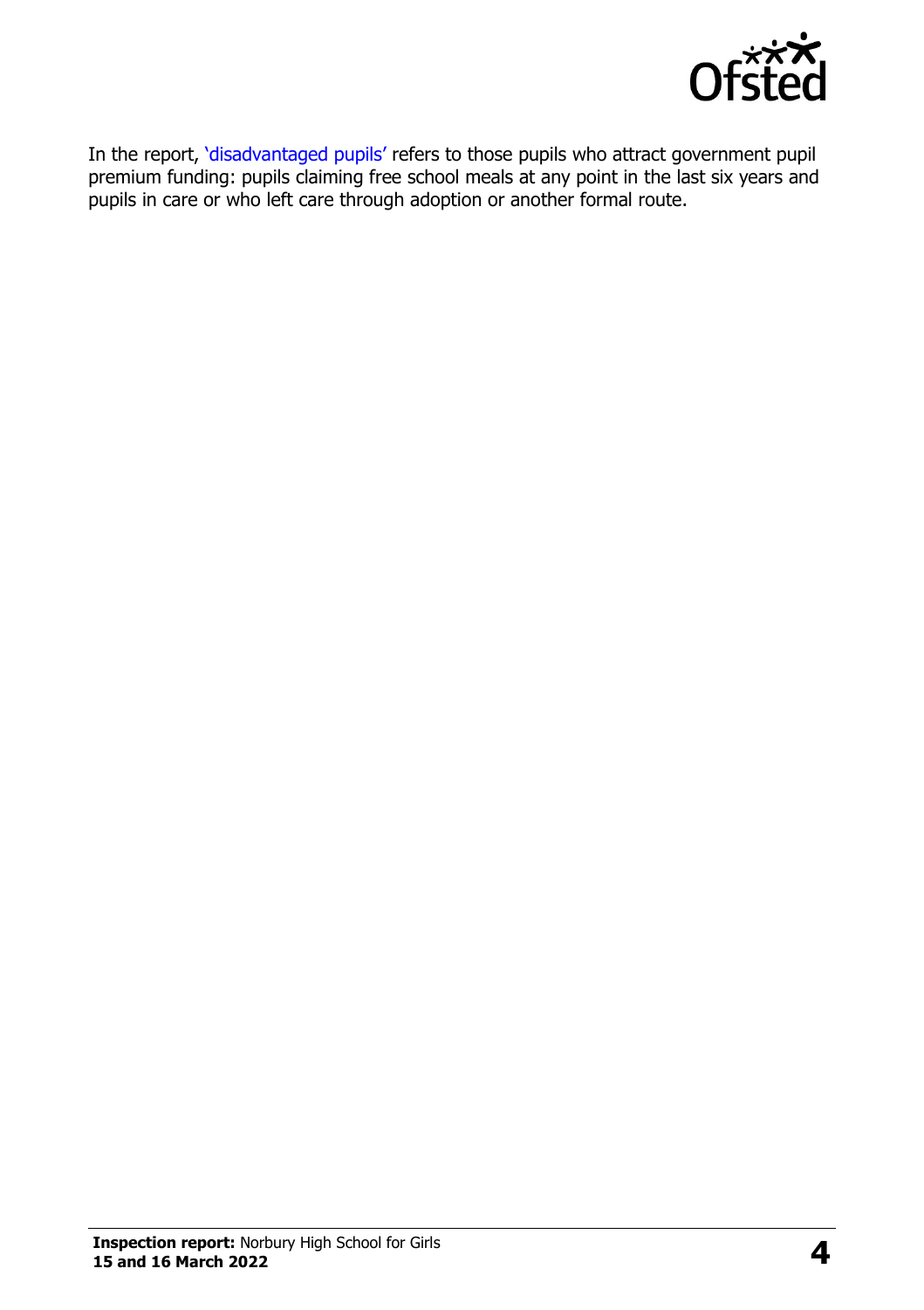In the report, 'disadvantaged pupils' refers to those pupils who attract government pupil premium funding: pupils claiming free school meals at any point in the last six years and pupils in care or who left care through adoption or another formal route.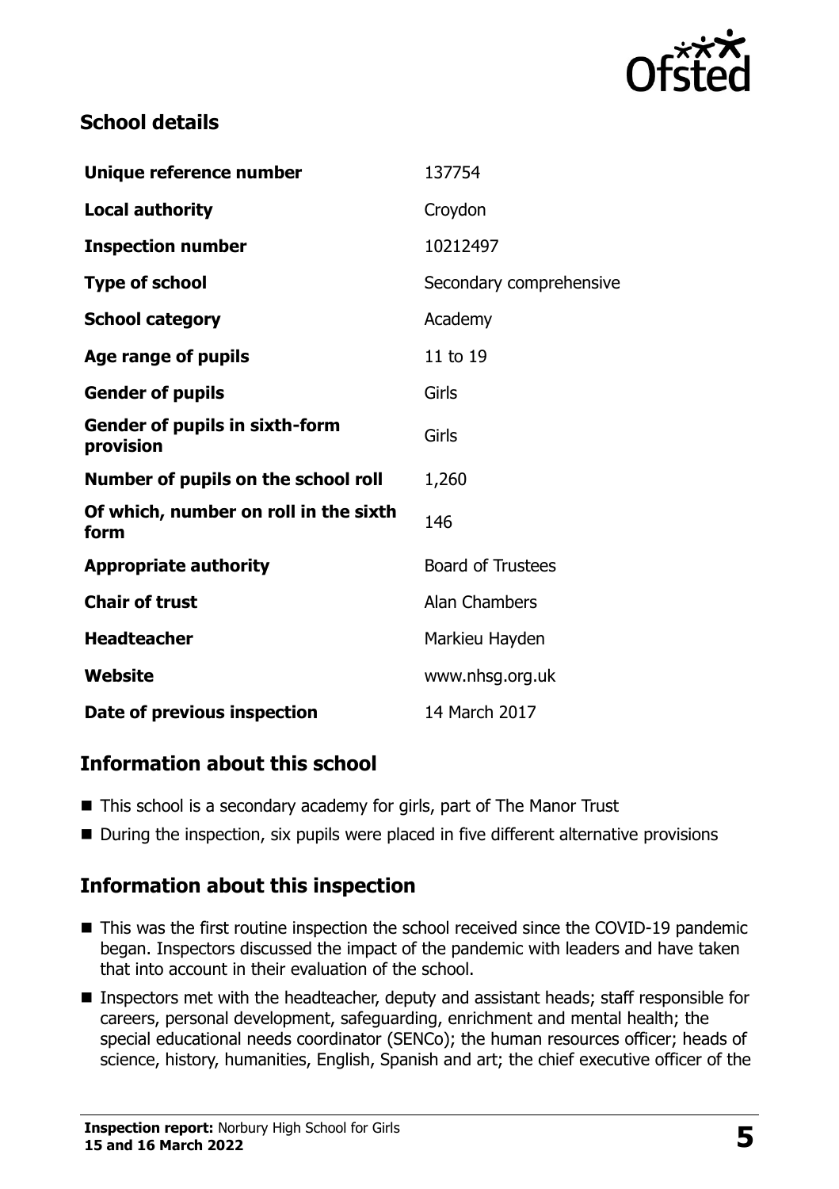## School details

| | |
|---|---|
| **Unique reference number** | 137754 |
| **Local authority** | Croydon |
| **Inspection number** | 10212497 |
| **Type of school** | Secondary comprehensive |
| **School category** | Academy |
| **Age range of pupils** | 11 to 19 |
| **Gender of pupils** | Girls |
| **Gender of pupils in sixth-form provision** | Girls |
| **Number of pupils on the school roll** | 1,260 |
| **Of which, number on roll in the sixth form** | 146 |
| **Appropriate authority** | Board of Trustees |
| **Chair of trust** | Alan Chambers |
| **Headteacher** | Markieu Hayden |
| **Website** | www.nhsg.org.uk |
| **Date of previous inspection** | 14 March 2017 |

## Information about this school

- This school is a secondary academy for girls, part of The Manor Trust
- During the inspection, six pupils were placed in five different alternative provisions

## Information about this inspection

- This was the first routine inspection the school received since the COVID-19 pandemic began. Inspectors discussed the impact of the pandemic with leaders and have taken that into account in their evaluation of the school.
- Inspectors met with the headteacher, deputy and assistant heads; staff responsible for careers, personal development, safeguarding, enrichment and mental health; the special educational needs coordinator (SENCo); the human resources officer; heads of science, history, humanities, English, Spanish and art; the chief executive officer of the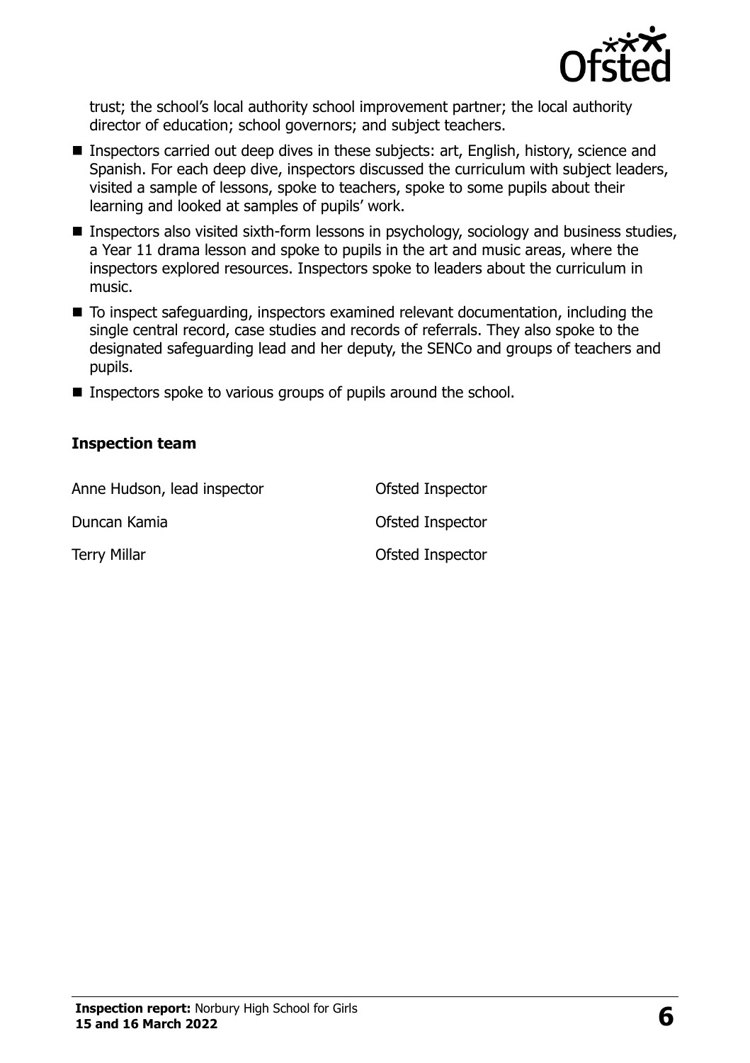trust; the school's local authority school improvement partner; the local authority director of education; school governors; and subject teachers.

- Inspectors carried out deep dives in these subjects: art, English, history, science and Spanish. For each deep dive, inspectors discussed the curriculum with subject leaders, visited a sample of lessons, spoke to teachers, spoke to some pupils about their learning and looked at samples of pupils' work.
- Inspectors also visited sixth-form lessons in psychology, sociology and business studies, a Year 11 drama lesson and spoke to pupils in the art and music areas, where the inspectors explored resources. Inspectors spoke to leaders about the curriculum in music.
- To inspect safeguarding, inspectors examined relevant documentation, including the single central record, case studies and records of referrals. They also spoke to the designated safeguarding lead and her deputy, the SENCo and groups of teachers and pupils.
- Inspectors spoke to various groups of pupils around the school.

### Inspection team

| | |
|---|---|
| Anne Hudson, lead inspector | Ofsted Inspector |
| Duncan Kamia | Ofsted Inspector |
| Terry Millar | Ofsted Inspector |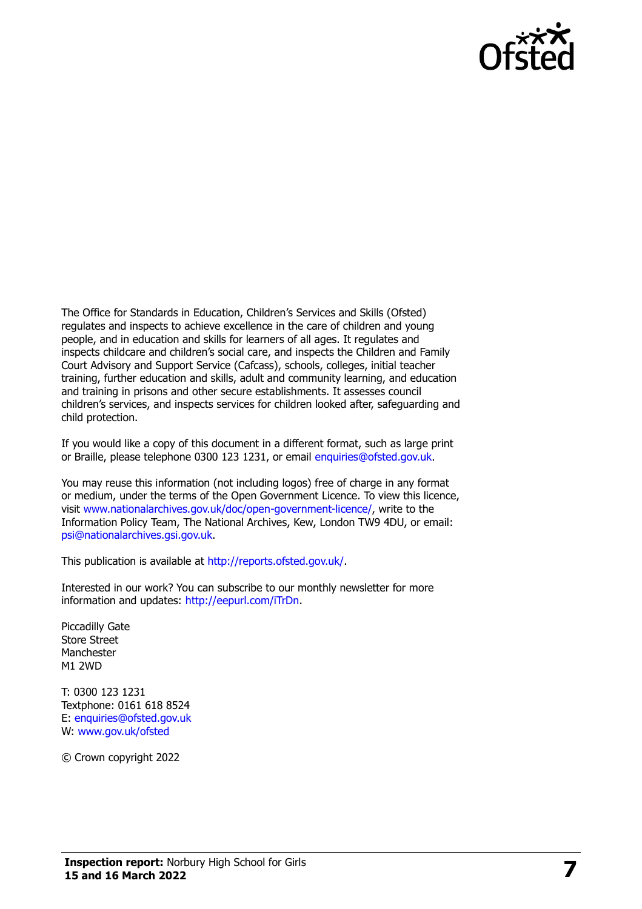The Office for Standards in Education, Children's Services and Skills (Ofsted) regulates and inspects to achieve excellence in the care of children and young people, and in education and skills for learners of all ages. It regulates and inspects childcare and children's social care, and inspects the Children and Family Court Advisory and Support Service (Cafcass), schools, colleges, initial teacher training, further education and skills, adult and community learning, and education and training in prisons and other secure establishments. It assesses council children's services, and inspects services for children looked after, safeguarding and child protection.

If you would like a copy of this document in a different format, such as large print or Braille, please telephone 0300 123 1231, or email enquiries@ofsted.gov.uk.

You may reuse this information (not including logos) free of charge in any format or medium, under the terms of the Open Government Licence. To view this licence, visit www.nationalarchives.gov.uk/doc/open-government-licence/, write to the Information Policy Team, The National Archives, Kew, London TW9 4DU, or email: psi@nationalarchives.gsi.gov.uk.

This publication is available at http://reports.ofsted.gov.uk/.

Interested in our work? You can subscribe to our monthly newsletter for more information and updates: http://eepurl.com/iTrDn.

Piccadilly Gate
Store Street
Manchester
M1 2WD

T: 0300 123 1231
Textphone: 0161 618 8524
E: enquiries@ofsted.gov.uk
W: www.gov.uk/ofsted

© Crown copyright 2022